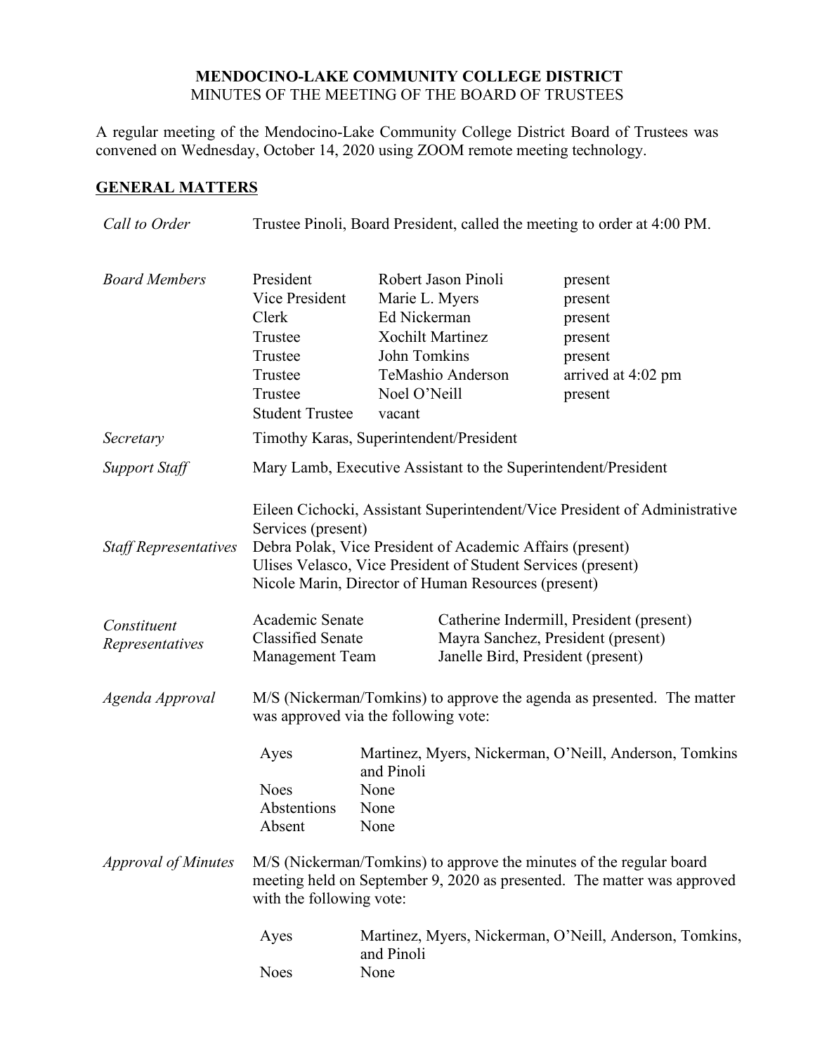# MENDOCINO-LAKE COMMUNITY COLLEGE DISTRICT

MINUTES OF THE MEETING OF THE BOARD OF TRUSTEES

A regular meeting of the Mendocino-Lake Community College District Board of Trustees was convened on Wednesday, October 14, 2020 using ZOOM remote meeting technology.

## GENERAL MATTERS

*Call to Order* — Trustee Pinoli, Board President, called the meeting to order at 4:00 PM.

*Board Members*

| | | |
|---|---|---|
| President | Robert Jason Pinoli | present |
| Vice President | Marie L. Myers | present |
| Clerk | Ed Nickerman | present |
| Trustee | Xochilt Martinez | present |
| Trustee | John Tomkins | present |
| Trustee | TeMashio Anderson | arrived at 4:02 pm |
| Trustee | Noel O'Neill | present |
| Student Trustee | vacant | |

*Secretary* — Timothy Karas, Superintendent/President

*Support Staff* — Mary Lamb, Executive Assistant to the Superintendent/President

*Staff Representatives*

Eileen Cichocki, Assistant Superintendent/Vice President of Administrative Services (present)
Debra Polak, Vice President of Academic Affairs (present)
Ulises Velasco, Vice President of Student Services (present)
Nicole Marin, Director of Human Resources (present)

*Constituent Representatives*

| | |
|---|---|
| Academic Senate | Catherine Indermill, President (present) |
| Classified Senate | Mayra Sanchez, President (present) |
| Management Team | Janelle Bird, President (present) |

*Agenda Approval* — M/S (Nickerman/Tomkins) to approve the agenda as presented. The matter was approved via the following vote:

| | |
|---|---|
| Ayes | Martinez, Myers, Nickerman, O'Neill, Anderson, Tomkins and Pinoli |
| Noes | None |
| Abstentions | None |
| Absent | None |

*Approval of Minutes* — M/S (Nickerman/Tomkins) to approve the minutes of the regular board meeting held on September 9, 2020 as presented. The matter was approved with the following vote:

| | |
|---|---|
| Ayes | Martinez, Myers, Nickerman, O'Neill, Anderson, Tomkins, and Pinoli |
| Noes | None |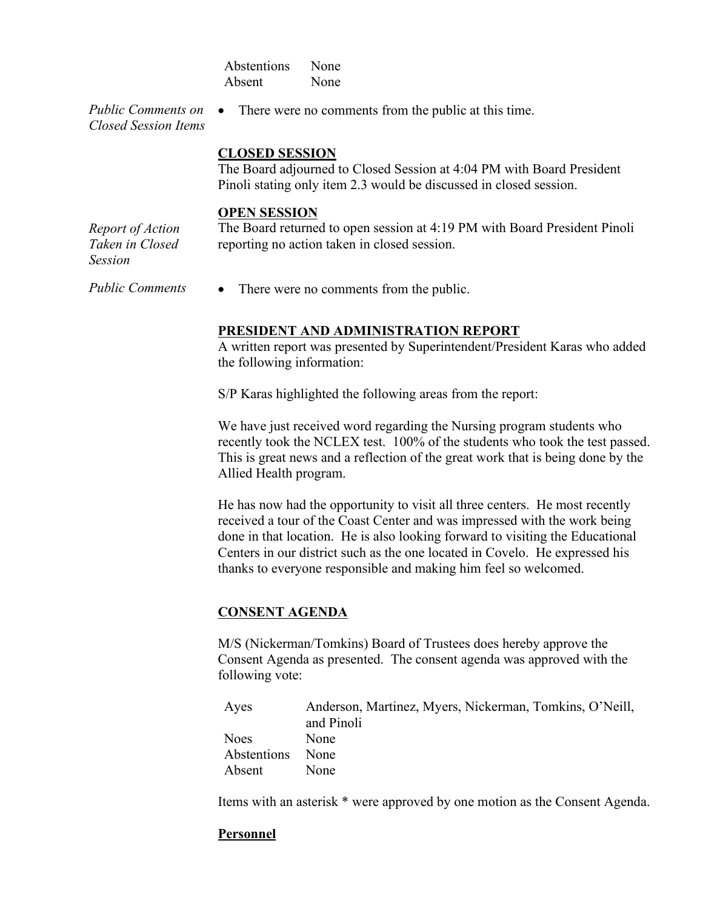| | |
|---|---|
| Abstentions | None |
| Absent | None |

*Public Comments on Closed Session Items*

- There were no comments from the public at this time.

**CLOSED SESSION**

The Board adjourned to Closed Session at 4:04 PM with Board President Pinoli stating only item 2.3 would be discussed in closed session.

**OPEN SESSION**

*Report of Action Taken in Closed Session*

The Board returned to open session at 4:19 PM with Board President Pinoli reporting no action taken in closed session.

*Public Comments*

- There were no comments from the public.

**PRESIDENT AND ADMINISTRATION REPORT**

A written report was presented by Superintendent/President Karas who added the following information:

S/P Karas highlighted the following areas from the report:

We have just received word regarding the Nursing program students who recently took the NCLEX test. 100% of the students who took the test passed. This is great news and a reflection of the great work that is being done by the Allied Health program.

He has now had the opportunity to visit all three centers. He most recently received a tour of the Coast Center and was impressed with the work being done in that location. He is also looking forward to visiting the Educational Centers in our district such as the one located in Covelo. He expressed his thanks to everyone responsible and making him feel so welcomed.

**CONSENT AGENDA**

M/S (Nickerman/Tomkins) Board of Trustees does hereby approve the Consent Agenda as presented. The consent agenda was approved with the following vote:

| | |
|---|---|
| Ayes | Anderson, Martinez, Myers, Nickerman, Tomkins, O'Neill, and Pinoli |
| Noes | None |
| Abstentions | None |
| Absent | None |

Items with an asterisk * were approved by one motion as the Consent Agenda.

**Personnel**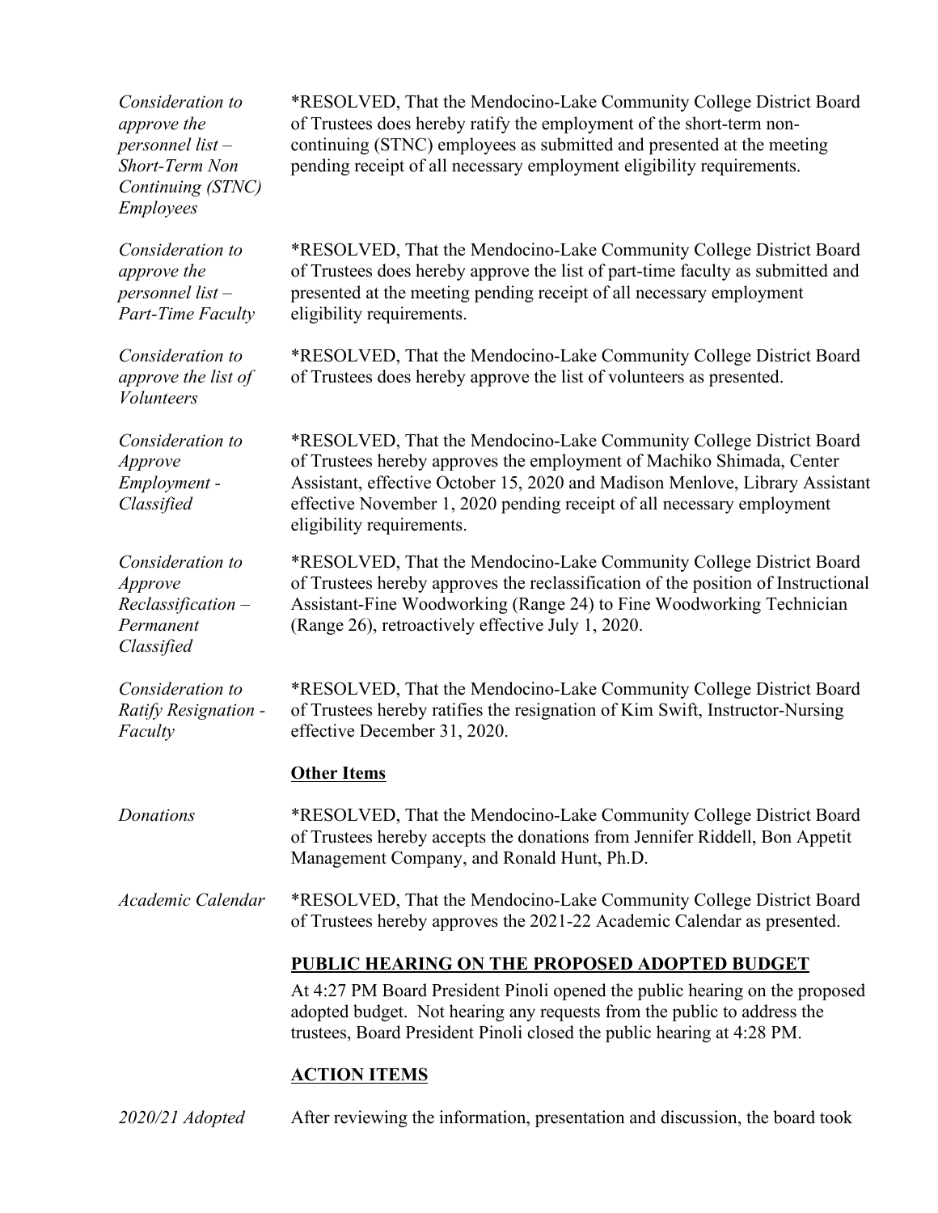*Consideration to approve the personnel list – Short-Term Non Continuing (STNC) Employees*

*RESOLVED, That the Mendocino-Lake Community College District Board of Trustees does hereby ratify the employment of the short-term non-continuing (STNC) employees as submitted and presented at the meeting pending receipt of all necessary employment eligibility requirements.

*Consideration to approve the personnel list – Part-Time Faculty*

*RESOLVED, That the Mendocino-Lake Community College District Board of Trustees does hereby approve the list of part-time faculty as submitted and presented at the meeting pending receipt of all necessary employment eligibility requirements.

*Consideration to approve the list of Volunteers*

*RESOLVED, That the Mendocino-Lake Community College District Board of Trustees does hereby approve the list of volunteers as presented.

*Consideration to Approve Employment - Classified*

*RESOLVED, That the Mendocino-Lake Community College District Board of Trustees hereby approves the employment of Machiko Shimada, Center Assistant, effective October 15, 2020 and Madison Menlove, Library Assistant effective November 1, 2020 pending receipt of all necessary employment eligibility requirements.

*Consideration to Approve Reclassification – Permanent Classified*

*RESOLVED, That the Mendocino-Lake Community College District Board of Trustees hereby approves the reclassification of the position of Instructional Assistant-Fine Woodworking (Range 24) to Fine Woodworking Technician (Range 26), retroactively effective July 1, 2020.

*Consideration to Ratify Resignation - Faculty*

*RESOLVED, That the Mendocino-Lake Community College District Board of Trustees hereby ratifies the resignation of Kim Swift, Instructor-Nursing effective December 31, 2020.

**<u>Other Items</u>**

*Donations*

*RESOLVED, That the Mendocino-Lake Community College District Board of Trustees hereby accepts the donations from Jennifer Riddell, Bon Appetit Management Company, and Ronald Hunt, Ph.D.

*Academic Calendar*

*RESOLVED, That the Mendocino-Lake Community College District Board of Trustees hereby approves the 2021-22 Academic Calendar as presented.

**<u>PUBLIC HEARING ON THE PROPOSED ADOPTED BUDGET</u>**

At 4:27 PM Board President Pinoli opened the public hearing on the proposed adopted budget. Not hearing any requests from the public to address the trustees, Board President Pinoli closed the public hearing at 4:28 PM.

**<u>ACTION ITEMS</u>**

*2020/21 Adopted*

After reviewing the information, presentation and discussion, the board took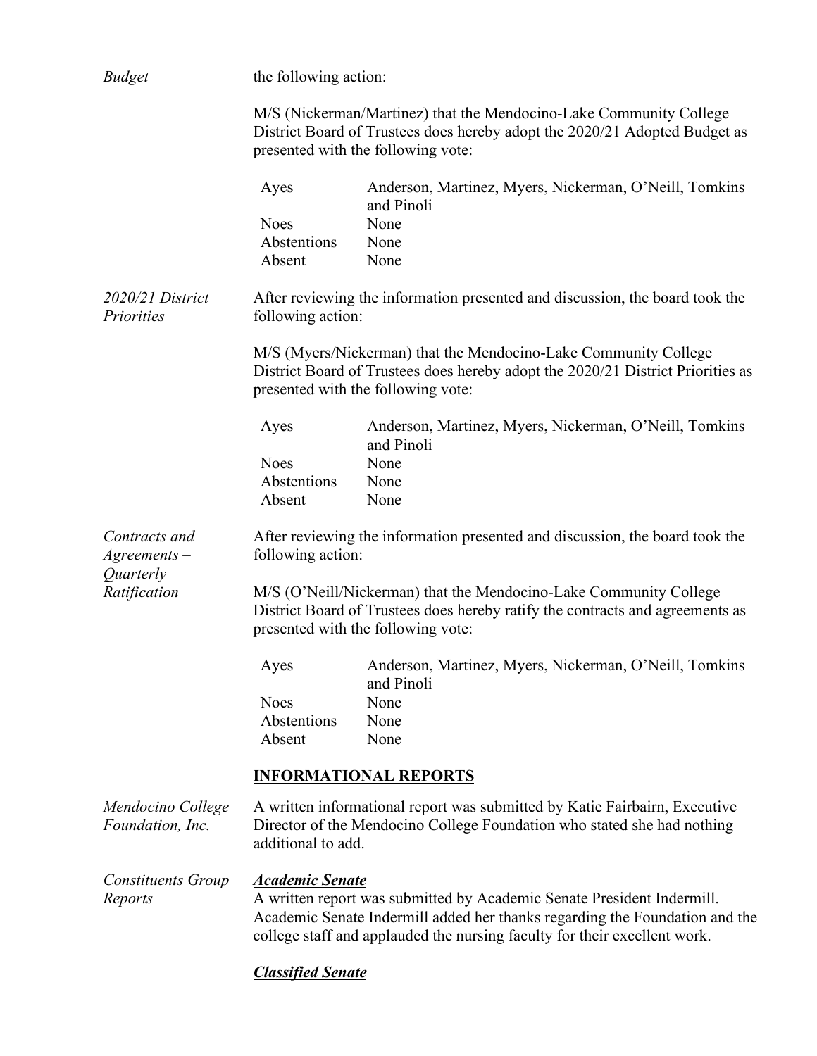*Budget*

the following action:

M/S (Nickerman/Martinez) that the Mendocino-Lake Community College District Board of Trustees does hereby adopt the 2020/21 Adopted Budget as presented with the following vote:

| | |
|---|---|
| Ayes | Anderson, Martinez, Myers, Nickerman, O'Neill, Tomkins and Pinoli |
| Noes | None |
| Abstentions | None |
| Absent | None |

*2020/21 District Priorities*

After reviewing the information presented and discussion, the board took the following action:

M/S (Myers/Nickerman) that the Mendocino-Lake Community College District Board of Trustees does hereby adopt the 2020/21 District Priorities as presented with the following vote:

| | |
|---|---|
| Ayes | Anderson, Martinez, Myers, Nickerman, O'Neill, Tomkins and Pinoli |
| Noes | None |
| Abstentions | None |
| Absent | None |

*Contracts and Agreements – Quarterly Ratification*

After reviewing the information presented and discussion, the board took the following action:

M/S (O'Neill/Nickerman) that the Mendocino-Lake Community College District Board of Trustees does hereby ratify the contracts and agreements as presented with the following vote:

| | |
|---|---|
| Ayes | Anderson, Martinez, Myers, Nickerman, O'Neill, Tomkins and Pinoli |
| Noes | None |
| Abstentions | None |
| Absent | None |

**INFORMATIONAL REPORTS**

*Mendocino College Foundation, Inc.*

A written informational report was submitted by Katie Fairbairn, Executive Director of the Mendocino College Foundation who stated she had nothing additional to add.

*Constituents Group Reports*

***Academic Senate***

A written report was submitted by Academic Senate President Indermill. Academic Senate Indermill added her thanks regarding the Foundation and the college staff and applauded the nursing faculty for their excellent work.

***Classified Senate***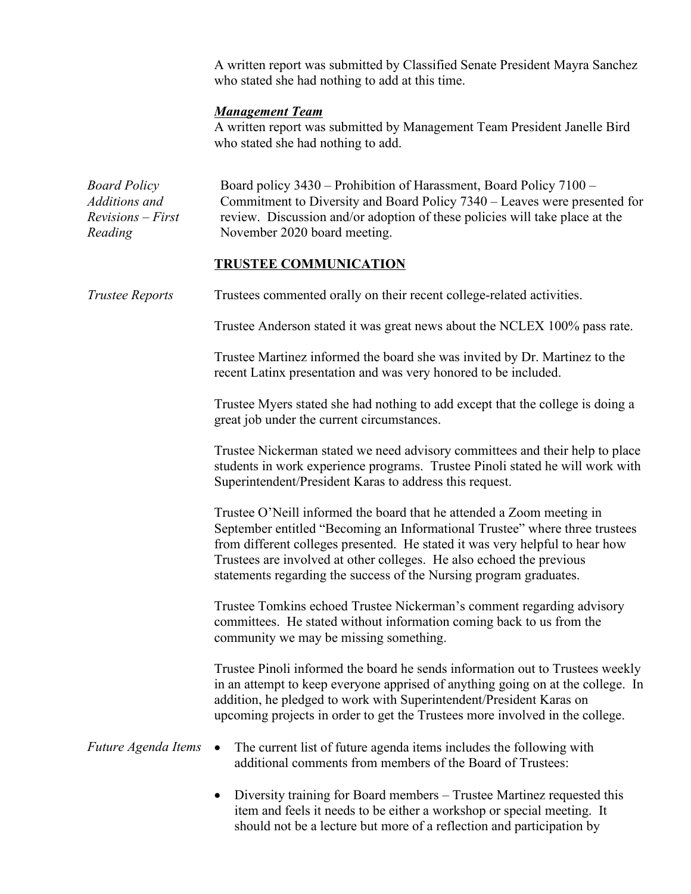A written report was submitted by Classified Senate President Mayra Sanchez who stated she had nothing to add at this time.

***Management Team***

A written report was submitted by Management Team President Janelle Bird who stated she had nothing to add.

*Board Policy Additions and Revisions – First Reading*

Board policy 3430 – Prohibition of Harassment, Board Policy 7100 – Commitment to Diversity and Board Policy 7340 – Leaves were presented for review. Discussion and/or adoption of these policies will take place at the November 2020 board meeting.

## TRUSTEE COMMUNICATION

*Trustee Reports*

Trustees commented orally on their recent college-related activities.

Trustee Anderson stated it was great news about the NCLEX 100% pass rate.

Trustee Martinez informed the board she was invited by Dr. Martinez to the recent Latinx presentation and was very honored to be included.

Trustee Myers stated she had nothing to add except that the college is doing a great job under the current circumstances.

Trustee Nickerman stated we need advisory committees and their help to place students in work experience programs. Trustee Pinoli stated he will work with Superintendent/President Karas to address this request.

Trustee O'Neill informed the board that he attended a Zoom meeting in September entitled "Becoming an Informational Trustee" where three trustees from different colleges presented. He stated it was very helpful to hear how Trustees are involved at other colleges. He also echoed the previous statements regarding the success of the Nursing program graduates.

Trustee Tomkins echoed Trustee Nickerman's comment regarding advisory committees. He stated without information coming back to us from the community we may be missing something.

Trustee Pinoli informed the board he sends information out to Trustees weekly in an attempt to keep everyone apprised of anything going on at the college. In addition, he pledged to work with Superintendent/President Karas on upcoming projects in order to get the Trustees more involved in the college.

*Future Agenda Items*

- The current list of future agenda items includes the following with additional comments from members of the Board of Trustees:
- Diversity training for Board members – Trustee Martinez requested this item and feels it needs to be either a workshop or special meeting. It should not be a lecture but more of a reflection and participation by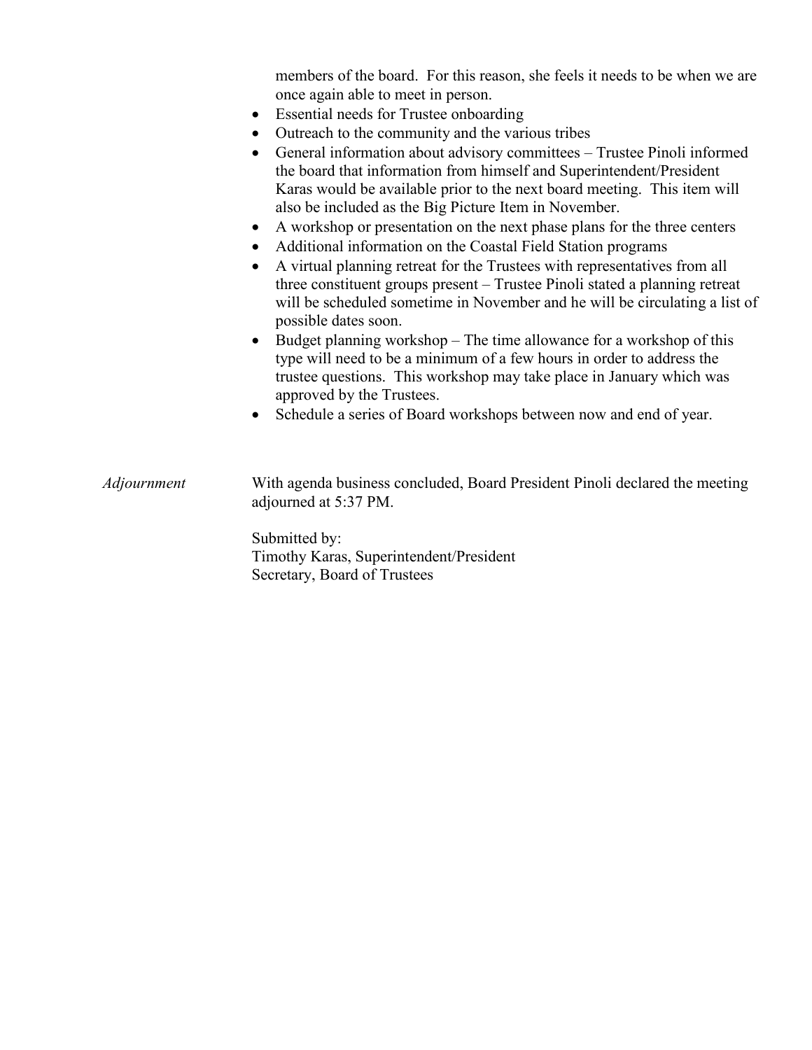members of the board. For this reason, she feels it needs to be when we are once again able to meet in person.

- Essential needs for Trustee onboarding
- Outreach to the community and the various tribes
- General information about advisory committees – Trustee Pinoli informed the board that information from himself and Superintendent/President Karas would be available prior to the next board meeting. This item will also be included as the Big Picture Item in November.
- A workshop or presentation on the next phase plans for the three centers
- Additional information on the Coastal Field Station programs
- A virtual planning retreat for the Trustees with representatives from all three constituent groups present – Trustee Pinoli stated a planning retreat will be scheduled sometime in November and he will be circulating a list of possible dates soon.
- Budget planning workshop – The time allowance for a workshop of this type will need to be a minimum of a few hours in order to address the trustee questions. This workshop may take place in January which was approved by the Trustees.
- Schedule a series of Board workshops between now and end of year.

*Adjournment*

With agenda business concluded, Board President Pinoli declared the meeting adjourned at 5:37 PM.

Submitted by:
Timothy Karas, Superintendent/President
Secretary, Board of Trustees